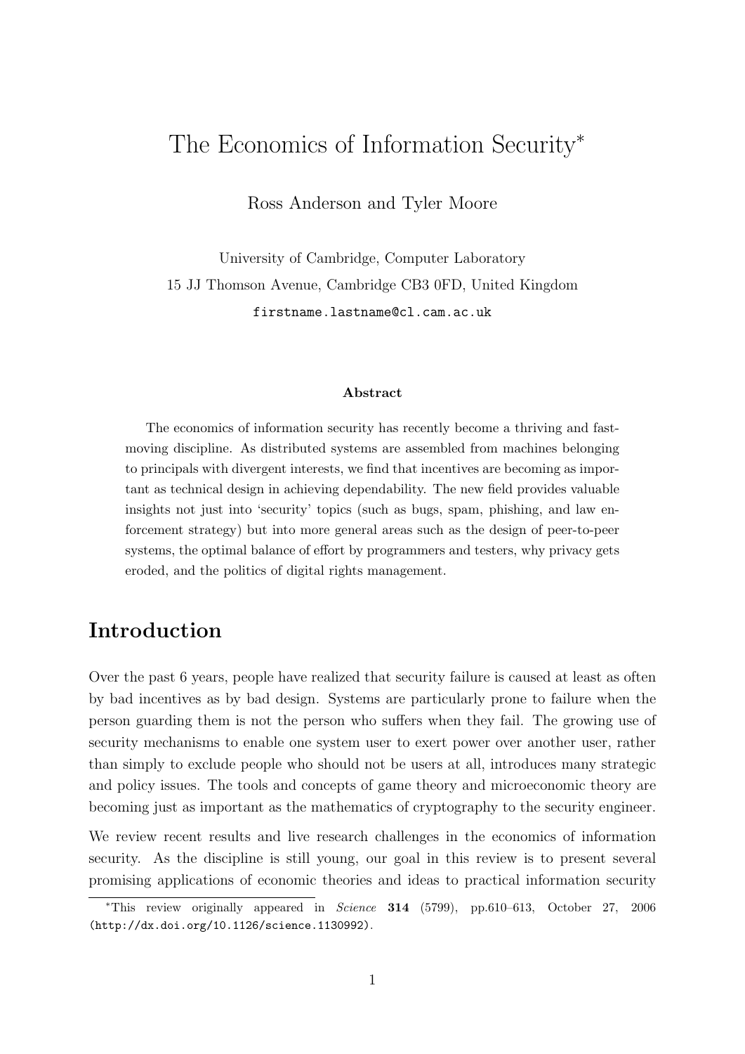# The Economics of Information Security*

Ross Anderson and Tyler Moore

University of Cambridge, Computer Laboratory

15 JJ Thomson Avenue, Cambridge CB3 0FD, United Kingdom

firstname.lastname@cl.cam.ac.uk

**Abstract**

The economics of information security has recently become a thriving and fast-moving discipline. As distributed systems are assembled from machines belonging to principals with divergent interests, we find that incentives are becoming as important as technical design in achieving dependability. The new field provides valuable insights not just into 'security' topics (such as bugs, spam, phishing, and law enforcement strategy) but into more general areas such as the design of peer-to-peer systems, the optimal balance of effort by programmers and testers, why privacy gets eroded, and the politics of digital rights management.

## Introduction

Over the past 6 years, people have realized that security failure is caused at least as often by bad incentives as by bad design. Systems are particularly prone to failure when the person guarding them is not the person who suffers when they fail. The growing use of security mechanisms to enable one system user to exert power over another user, rather than simply to exclude people who should not be users at all, introduces many strategic and policy issues. The tools and concepts of game theory and microeconomic theory are becoming just as important as the mathematics of cryptography to the security engineer.

We review recent results and live research challenges in the economics of information security. As the discipline is still young, our goal in this review is to present several promising applications of economic theories and ideas to practical information security

*This review originally appeared in *Science* **314** (5799), pp.610–613, October 27, 2006 (http://dx.doi.org/10.1126/science.1130992).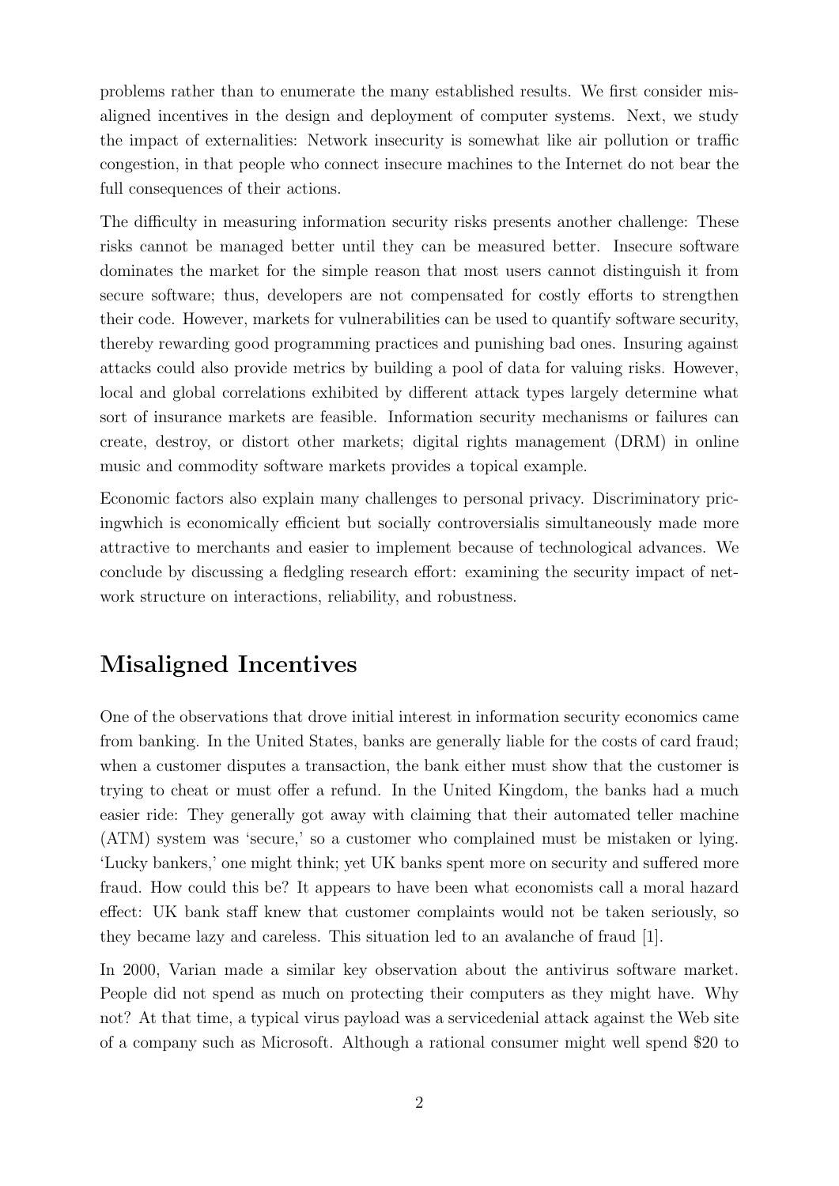problems rather than to enumerate the many established results. We first consider misaligned incentives in the design and deployment of computer systems. Next, we study the impact of externalities: Network insecurity is somewhat like air pollution or traffic congestion, in that people who connect insecure machines to the Internet do not bear the full consequences of their actions.

The difficulty in measuring information security risks presents another challenge: These risks cannot be managed better until they can be measured better. Insecure software dominates the market for the simple reason that most users cannot distinguish it from secure software; thus, developers are not compensated for costly efforts to strengthen their code. However, markets for vulnerabilities can be used to quantify software security, thereby rewarding good programming practices and punishing bad ones. Insuring against attacks could also provide metrics by building a pool of data for valuing risks. However, local and global correlations exhibited by different attack types largely determine what sort of insurance markets are feasible. Information security mechanisms or failures can create, destroy, or distort other markets; digital rights management (DRM) in online music and commodity software markets provides a topical example.

Economic factors also explain many challenges to personal privacy. Discriminatory pricingwhich is economically efficient but socially controversialis simultaneously made more attractive to merchants and easier to implement because of technological advances. We conclude by discussing a fledgling research effort: examining the security impact of network structure on interactions, reliability, and robustness.

## Misaligned Incentives

One of the observations that drove initial interest in information security economics came from banking. In the United States, banks are generally liable for the costs of card fraud; when a customer disputes a transaction, the bank either must show that the customer is trying to cheat or must offer a refund. In the United Kingdom, the banks had a much easier ride: They generally got away with claiming that their automated teller machine (ATM) system was 'secure,' so a customer who complained must be mistaken or lying. 'Lucky bankers,' one might think; yet UK banks spent more on security and suffered more fraud. How could this be? It appears to have been what economists call a moral hazard effect: UK bank staff knew that customer complaints would not be taken seriously, so they became lazy and careless. This situation led to an avalanche of fraud [1].

In 2000, Varian made a similar key observation about the antivirus software market. People did not spend as much on protecting their computers as they might have. Why not? At that time, a typical virus payload was a servicedenial attack against the Web site of a company such as Microsoft. Although a rational consumer might well spend $20 to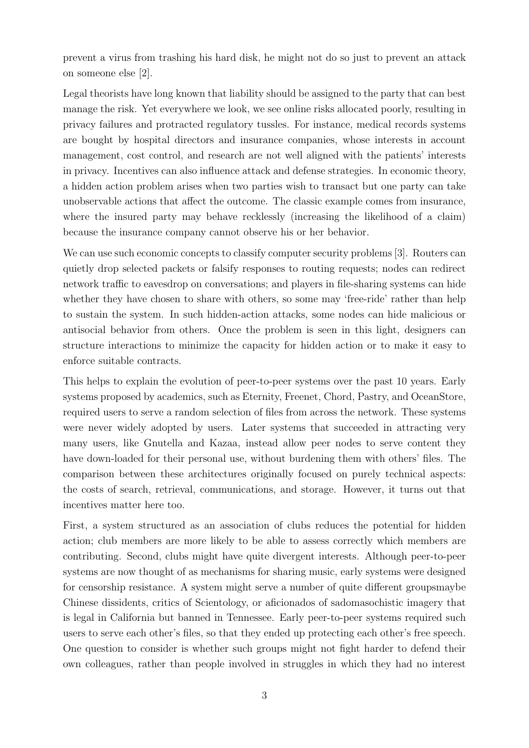prevent a virus from trashing his hard disk, he might not do so just to prevent an attack on someone else [2].

Legal theorists have long known that liability should be assigned to the party that can best manage the risk. Yet everywhere we look, we see online risks allocated poorly, resulting in privacy failures and protracted regulatory tussles. For instance, medical records systems are bought by hospital directors and insurance companies, whose interests in account management, cost control, and research are not well aligned with the patients' interests in privacy. Incentives can also influence attack and defense strategies. In economic theory, a hidden action problem arises when two parties wish to transact but one party can take unobservable actions that affect the outcome. The classic example comes from insurance, where the insured party may behave recklessly (increasing the likelihood of a claim) because the insurance company cannot observe his or her behavior.

We can use such economic concepts to classify computer security problems [3]. Routers can quietly drop selected packets or falsify responses to routing requests; nodes can redirect network traffic to eavesdrop on conversations; and players in file-sharing systems can hide whether they have chosen to share with others, so some may 'free-ride' rather than help to sustain the system. In such hidden-action attacks, some nodes can hide malicious or antisocial behavior from others. Once the problem is seen in this light, designers can structure interactions to minimize the capacity for hidden action or to make it easy to enforce suitable contracts.

This helps to explain the evolution of peer-to-peer systems over the past 10 years. Early systems proposed by academics, such as Eternity, Freenet, Chord, Pastry, and OceanStore, required users to serve a random selection of files from across the network. These systems were never widely adopted by users. Later systems that succeeded in attracting very many users, like Gnutella and Kazaa, instead allow peer nodes to serve content they have down-loaded for their personal use, without burdening them with others' files. The comparison between these architectures originally focused on purely technical aspects: the costs of search, retrieval, communications, and storage. However, it turns out that incentives matter here too.

First, a system structured as an association of clubs reduces the potential for hidden action; club members are more likely to be able to assess correctly which members are contributing. Second, clubs might have quite divergent interests. Although peer-to-peer systems are now thought of as mechanisms for sharing music, early systems were designed for censorship resistance. A system might serve a number of quite different groupsmaybe Chinese dissidents, critics of Scientology, or aficionados of sadomasochistic imagery that is legal in California but banned in Tennessee. Early peer-to-peer systems required such users to serve each other's files, so that they ended up protecting each other's free speech. One question to consider is whether such groups might not fight harder to defend their own colleagues, rather than people involved in struggles in which they had no interest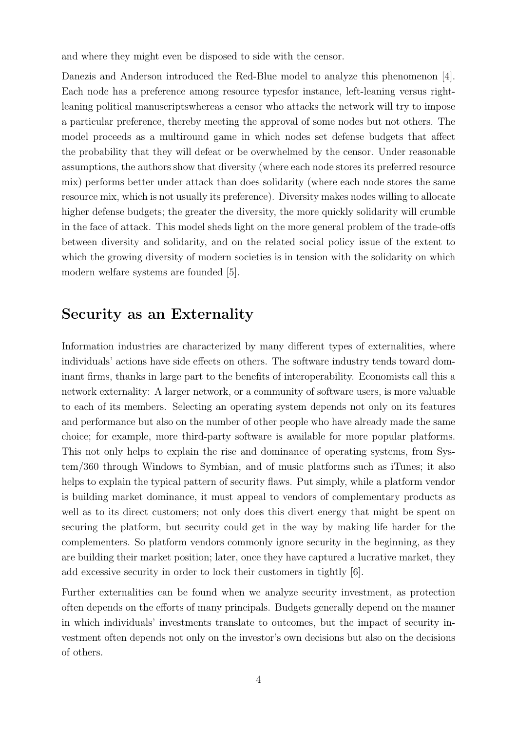and where they might even be disposed to side with the censor.

Danezis and Anderson introduced the Red-Blue model to analyze this phenomenon [4]. Each node has a preference among resource typesfor instance, left-leaning versus right-leaning political manuscriptswhereas a censor who attacks the network will try to impose a particular preference, thereby meeting the approval of some nodes but not others. The model proceeds as a multiround game in which nodes set defense budgets that affect the probability that they will defeat or be overwhelmed by the censor. Under reasonable assumptions, the authors show that diversity (where each node stores its preferred resource mix) performs better under attack than does solidarity (where each node stores the same resource mix, which is not usually its preference). Diversity makes nodes willing to allocate higher defense budgets; the greater the diversity, the more quickly solidarity will crumble in the face of attack. This model sheds light on the more general problem of the trade-offs between diversity and solidarity, and on the related social policy issue of the extent to which the growing diversity of modern societies is in tension with the solidarity on which modern welfare systems are founded [5].

## Security as an Externality

Information industries are characterized by many different types of externalities, where individuals' actions have side effects on others. The software industry tends toward dominant firms, thanks in large part to the benefits of interoperability. Economists call this a network externality: A larger network, or a community of software users, is more valuable to each of its members. Selecting an operating system depends not only on its features and performance but also on the number of other people who have already made the same choice; for example, more third-party software is available for more popular platforms. This not only helps to explain the rise and dominance of operating systems, from System/360 through Windows to Symbian, and of music platforms such as iTunes; it also helps to explain the typical pattern of security flaws. Put simply, while a platform vendor is building market dominance, it must appeal to vendors of complementary products as well as to its direct customers; not only does this divert energy that might be spent on securing the platform, but security could get in the way by making life harder for the complementers. So platform vendors commonly ignore security in the beginning, as they are building their market position; later, once they have captured a lucrative market, they add excessive security in order to lock their customers in tightly [6].

Further externalities can be found when we analyze security investment, as protection often depends on the efforts of many principals. Budgets generally depend on the manner in which individuals' investments translate to outcomes, but the impact of security investment often depends not only on the investor's own decisions but also on the decisions of others.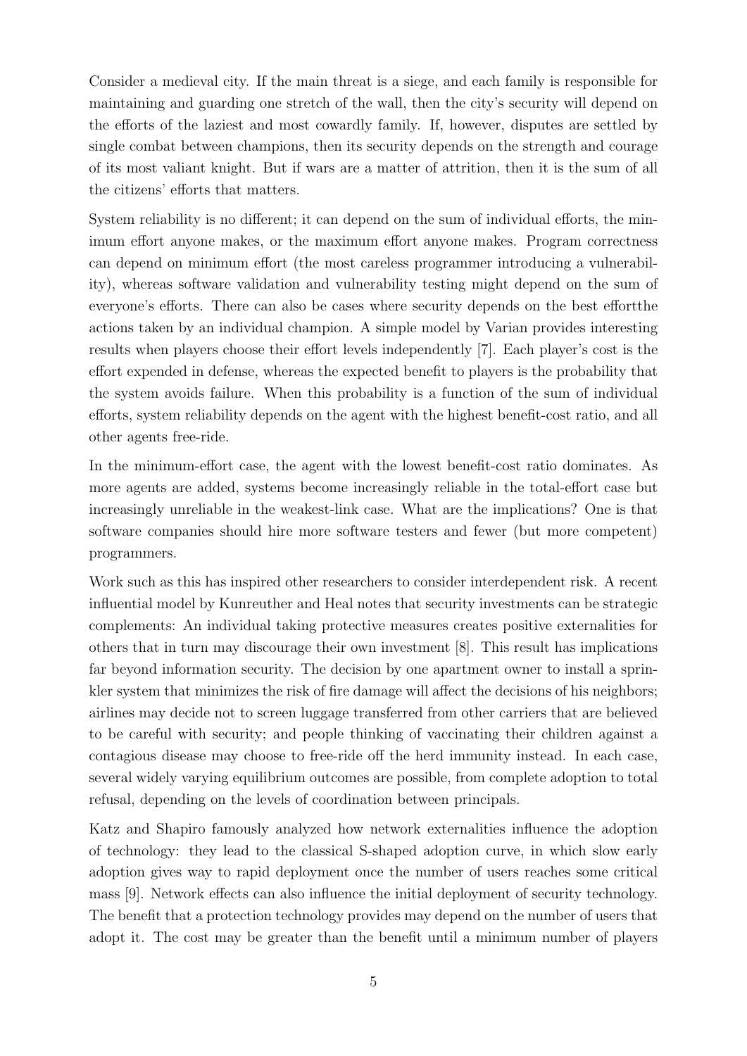Consider a medieval city. If the main threat is a siege, and each family is responsible for maintaining and guarding one stretch of the wall, then the city's security will depend on the efforts of the laziest and most cowardly family. If, however, disputes are settled by single combat between champions, then its security depends on the strength and courage of its most valiant knight. But if wars are a matter of attrition, then it is the sum of all the citizens' efforts that matters.

System reliability is no different; it can depend on the sum of individual efforts, the minimum effort anyone makes, or the maximum effort anyone makes. Program correctness can depend on minimum effort (the most careless programmer introducing a vulnerability), whereas software validation and vulnerability testing might depend on the sum of everyone's efforts. There can also be cases where security depends on the best effortthe actions taken by an individual champion. A simple model by Varian provides interesting results when players choose their effort levels independently [7]. Each player's cost is the effort expended in defense, whereas the expected benefit to players is the probability that the system avoids failure. When this probability is a function of the sum of individual efforts, system reliability depends on the agent with the highest benefit-cost ratio, and all other agents free-ride.

In the minimum-effort case, the agent with the lowest benefit-cost ratio dominates. As more agents are added, systems become increasingly reliable in the total-effort case but increasingly unreliable in the weakest-link case. What are the implications? One is that software companies should hire more software testers and fewer (but more competent) programmers.

Work such as this has inspired other researchers to consider interdependent risk. A recent influential model by Kunreuther and Heal notes that security investments can be strategic complements: An individual taking protective measures creates positive externalities for others that in turn may discourage their own investment [8]. This result has implications far beyond information security. The decision by one apartment owner to install a sprinkler system that minimizes the risk of fire damage will affect the decisions of his neighbors; airlines may decide not to screen luggage transferred from other carriers that are believed to be careful with security; and people thinking of vaccinating their children against a contagious disease may choose to free-ride off the herd immunity instead. In each case, several widely varying equilibrium outcomes are possible, from complete adoption to total refusal, depending on the levels of coordination between principals.

Katz and Shapiro famously analyzed how network externalities influence the adoption of technology: they lead to the classical S-shaped adoption curve, in which slow early adoption gives way to rapid deployment once the number of users reaches some critical mass [9]. Network effects can also influence the initial deployment of security technology. The benefit that a protection technology provides may depend on the number of users that adopt it. The cost may be greater than the benefit until a minimum number of players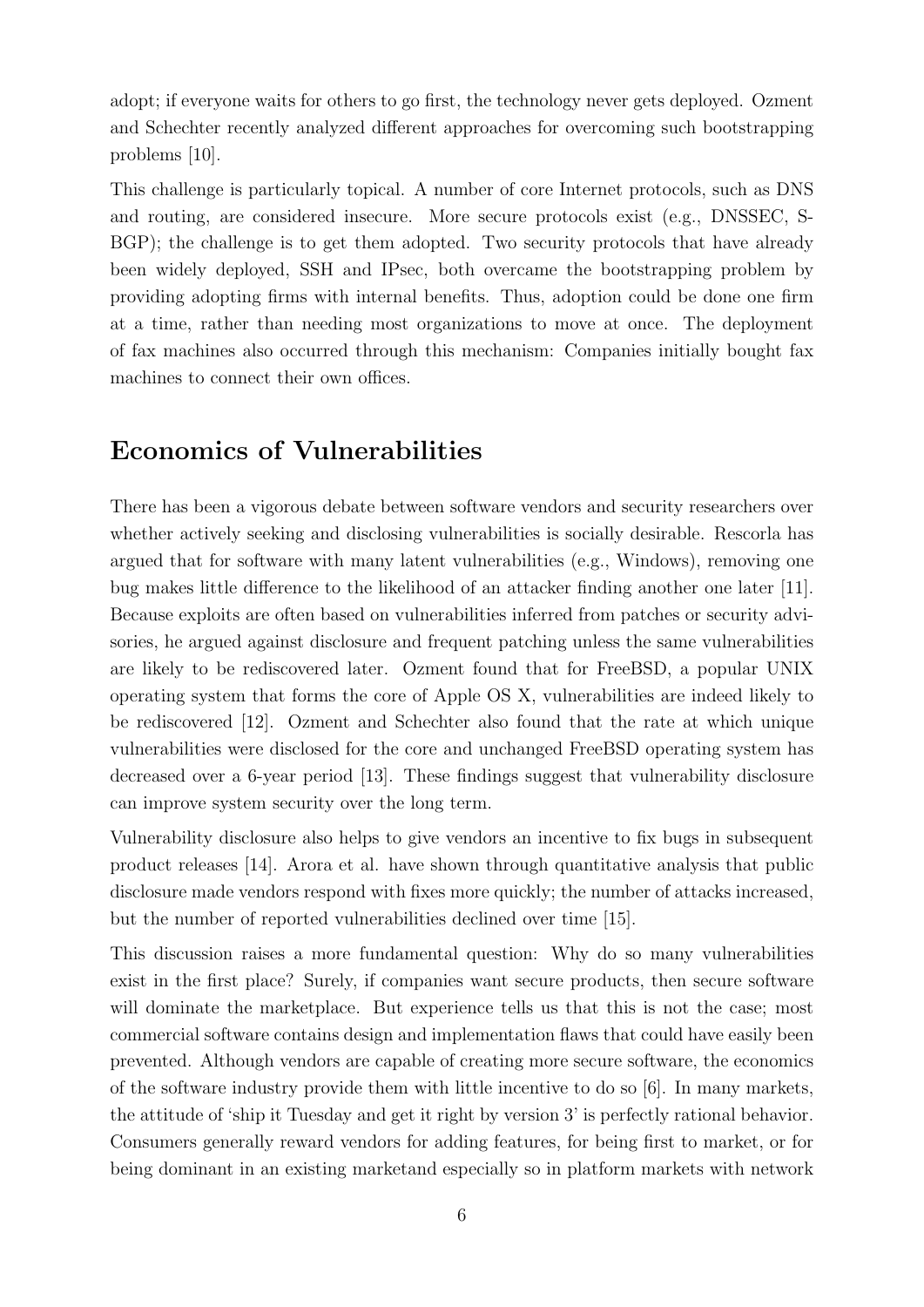adopt; if everyone waits for others to go first, the technology never gets deployed. Ozment and Schechter recently analyzed different approaches for overcoming such bootstrapping problems [10].

This challenge is particularly topical. A number of core Internet protocols, such as DNS and routing, are considered insecure. More secure protocols exist (e.g., DNSSEC, S-BGP); the challenge is to get them adopted. Two security protocols that have already been widely deployed, SSH and IPsec, both overcame the bootstrapping problem by providing adopting firms with internal benefits. Thus, adoption could be done one firm at a time, rather than needing most organizations to move at once. The deployment of fax machines also occurred through this mechanism: Companies initially bought fax machines to connect their own offices.

## Economics of Vulnerabilities

There has been a vigorous debate between software vendors and security researchers over whether actively seeking and disclosing vulnerabilities is socially desirable. Rescorla has argued that for software with many latent vulnerabilities (e.g., Windows), removing one bug makes little difference to the likelihood of an attacker finding another one later [11]. Because exploits are often based on vulnerabilities inferred from patches or security advisories, he argued against disclosure and frequent patching unless the same vulnerabilities are likely to be rediscovered later. Ozment found that for FreeBSD, a popular UNIX operating system that forms the core of Apple OS X, vulnerabilities are indeed likely to be rediscovered [12]. Ozment and Schechter also found that the rate at which unique vulnerabilities were disclosed for the core and unchanged FreeBSD operating system has decreased over a 6-year period [13]. These findings suggest that vulnerability disclosure can improve system security over the long term.

Vulnerability disclosure also helps to give vendors an incentive to fix bugs in subsequent product releases [14]. Arora et al. have shown through quantitative analysis that public disclosure made vendors respond with fixes more quickly; the number of attacks increased, but the number of reported vulnerabilities declined over time [15].

This discussion raises a more fundamental question: Why do so many vulnerabilities exist in the first place? Surely, if companies want secure products, then secure software will dominate the marketplace. But experience tells us that this is not the case; most commercial software contains design and implementation flaws that could have easily been prevented. Although vendors are capable of creating more secure software, the economics of the software industry provide them with little incentive to do so [6]. In many markets, the attitude of 'ship it Tuesday and get it right by version 3' is perfectly rational behavior. Consumers generally reward vendors for adding features, for being first to market, or for being dominant in an existing marketand especially so in platform markets with network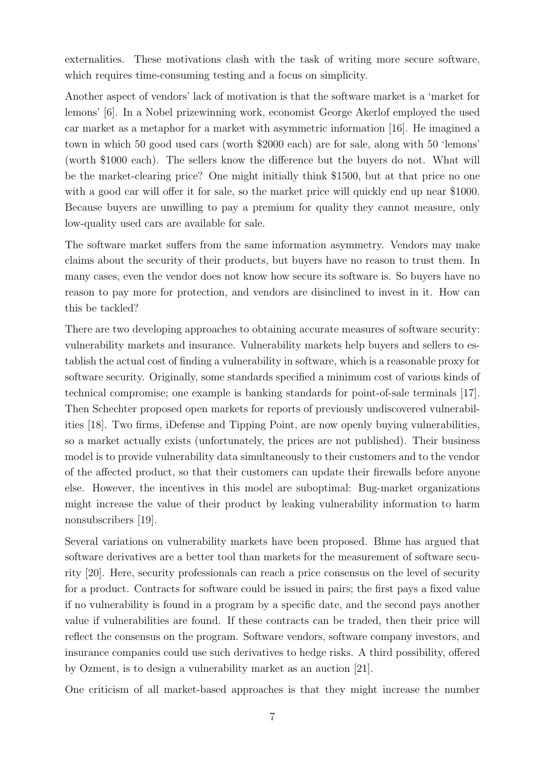externalities. These motivations clash with the task of writing more secure software, which requires time-consuming testing and a focus on simplicity.

Another aspect of vendors' lack of motivation is that the software market is a 'market for lemons' [6]. In a Nobel prizewinning work, economist George Akerlof employed the used car market as a metaphor for a market with asymmetric information [16]. He imagined a town in which 50 good used cars (worth \$2000 each) are for sale, along with 50 'lemons' (worth \$1000 each). The sellers know the difference but the buyers do not. What will be the market-clearing price? One might initially think \$1500, but at that price no one with a good car will offer it for sale, so the market price will quickly end up near \$1000. Because buyers are unwilling to pay a premium for quality they cannot measure, only low-quality used cars are available for sale.

The software market suffers from the same information asymmetry. Vendors may make claims about the security of their products, but buyers have no reason to trust them. In many cases, even the vendor does not know how secure its software is. So buyers have no reason to pay more for protection, and vendors are disinclined to invest in it. How can this be tackled?

There are two developing approaches to obtaining accurate measures of software security: vulnerability markets and insurance. Vulnerability markets help buyers and sellers to establish the actual cost of finding a vulnerability in software, which is a reasonable proxy for software security. Originally, some standards specified a minimum cost of various kinds of technical compromise; one example is banking standards for point-of-sale terminals [17]. Then Schechter proposed open markets for reports of previously undiscovered vulnerabilities [18]. Two firms, iDefense and Tipping Point, are now openly buying vulnerabilities, so a market actually exists (unfortunately, the prices are not published). Their business model is to provide vulnerability data simultaneously to their customers and to the vendor of the affected product, so that their customers can update their firewalls before anyone else. However, the incentives in this model are suboptimal: Bug-market organizations might increase the value of their product by leaking vulnerability information to harm nonsubscribers [19].

Several variations on vulnerability markets have been proposed. Bhme has argued that software derivatives are a better tool than markets for the measurement of software security [20]. Here, security professionals can reach a price consensus on the level of security for a product. Contracts for software could be issued in pairs; the first pays a fixed value if no vulnerability is found in a program by a specific date, and the second pays another value if vulnerabilities are found. If these contracts can be traded, then their price will reflect the consensus on the program. Software vendors, software company investors, and insurance companies could use such derivatives to hedge risks. A third possibility, offered by Ozment, is to design a vulnerability market as an auction [21].

One criticism of all market-based approaches is that they might increase the number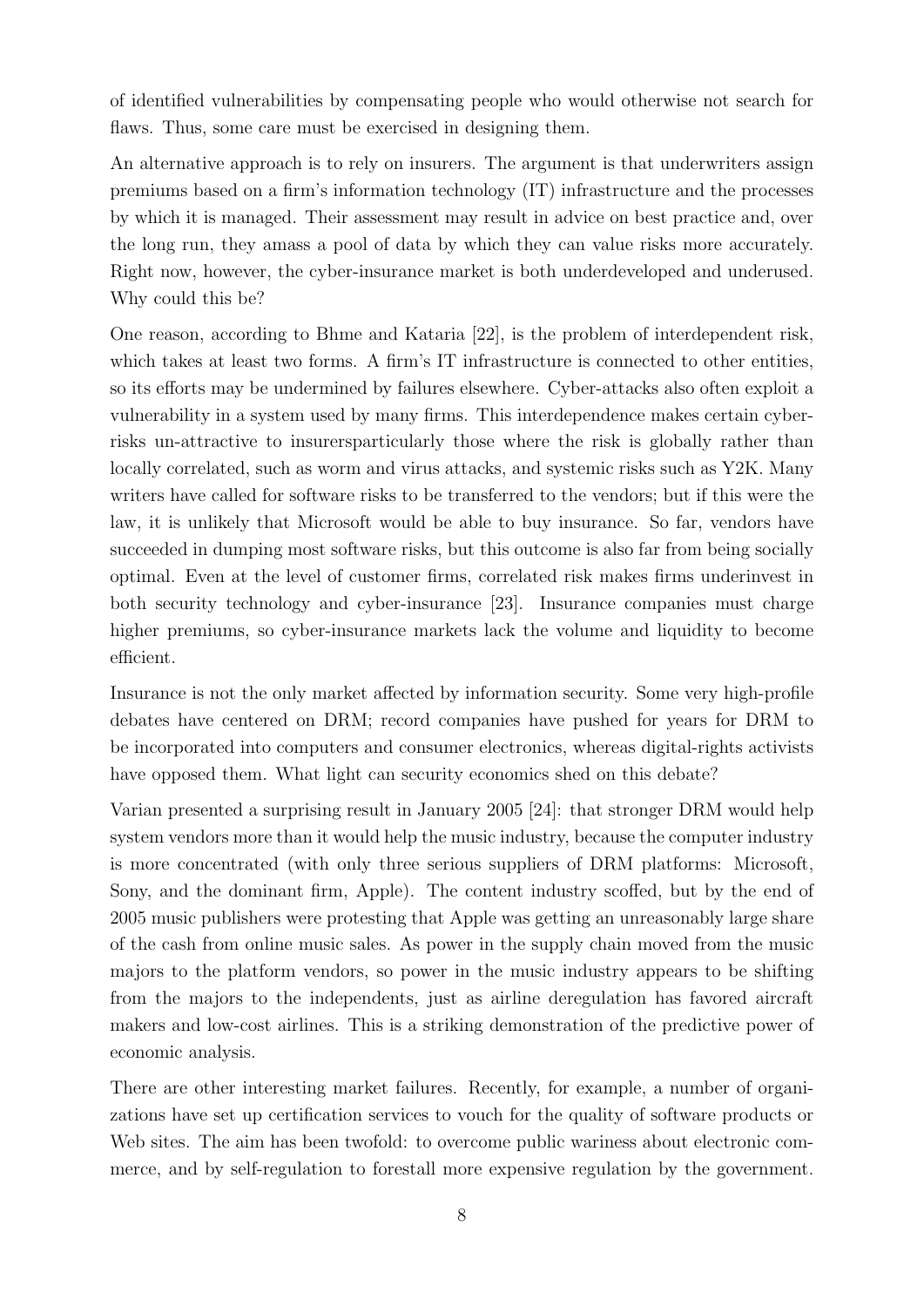of identified vulnerabilities by compensating people who would otherwise not search for flaws. Thus, some care must be exercised in designing them.

An alternative approach is to rely on insurers. The argument is that underwriters assign premiums based on a firm's information technology (IT) infrastructure and the processes by which it is managed. Their assessment may result in advice on best practice and, over the long run, they amass a pool of data by which they can value risks more accurately. Right now, however, the cyber-insurance market is both underdeveloped and underused. Why could this be?

One reason, according to Bhme and Kataria [22], is the problem of interdependent risk, which takes at least two forms. A firm's IT infrastructure is connected to other entities, so its efforts may be undermined by failures elsewhere. Cyber-attacks also often exploit a vulnerability in a system used by many firms. This interdependence makes certain cyber-risks un-attractive to insurersparticularly those where the risk is globally rather than locally correlated, such as worm and virus attacks, and systemic risks such as Y2K. Many writers have called for software risks to be transferred to the vendors; but if this were the law, it is unlikely that Microsoft would be able to buy insurance. So far, vendors have succeeded in dumping most software risks, but this outcome is also far from being socially optimal. Even at the level of customer firms, correlated risk makes firms underinvest in both security technology and cyber-insurance [23]. Insurance companies must charge higher premiums, so cyber-insurance markets lack the volume and liquidity to become efficient.

Insurance is not the only market affected by information security. Some very high-profile debates have centered on DRM; record companies have pushed for years for DRM to be incorporated into computers and consumer electronics, whereas digital-rights activists have opposed them. What light can security economics shed on this debate?

Varian presented a surprising result in January 2005 [24]: that stronger DRM would help system vendors more than it would help the music industry, because the computer industry is more concentrated (with only three serious suppliers of DRM platforms: Microsoft, Sony, and the dominant firm, Apple). The content industry scoffed, but by the end of 2005 music publishers were protesting that Apple was getting an unreasonably large share of the cash from online music sales. As power in the supply chain moved from the music majors to the platform vendors, so power in the music industry appears to be shifting from the majors to the independents, just as airline deregulation has favored aircraft makers and low-cost airlines. This is a striking demonstration of the predictive power of economic analysis.

There are other interesting market failures. Recently, for example, a number of organizations have set up certification services to vouch for the quality of software products or Web sites. The aim has been twofold: to overcome public wariness about electronic commerce, and by self-regulation to forestall more expensive regulation by the government.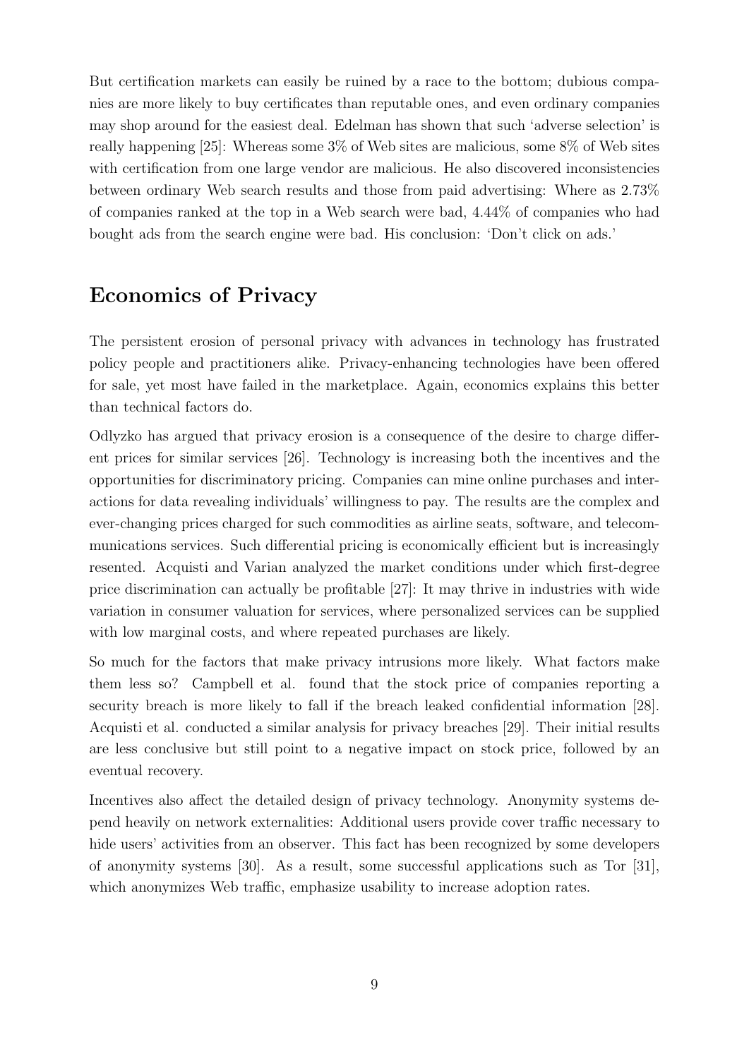But certification markets can easily be ruined by a race to the bottom; dubious companies are more likely to buy certificates than reputable ones, and even ordinary companies may shop around for the easiest deal. Edelman has shown that such 'adverse selection' is really happening [25]: Whereas some 3% of Web sites are malicious, some 8% of Web sites with certification from one large vendor are malicious. He also discovered inconsistencies between ordinary Web search results and those from paid advertising: Where as 2.73% of companies ranked at the top in a Web search were bad, 4.44% of companies who had bought ads from the search engine were bad. His conclusion: 'Don't click on ads.'

## Economics of Privacy

The persistent erosion of personal privacy with advances in technology has frustrated policy people and practitioners alike. Privacy-enhancing technologies have been offered for sale, yet most have failed in the marketplace. Again, economics explains this better than technical factors do.

Odlyzko has argued that privacy erosion is a consequence of the desire to charge different prices for similar services [26]. Technology is increasing both the incentives and the opportunities for discriminatory pricing. Companies can mine online purchases and interactions for data revealing individuals' willingness to pay. The results are the complex and ever-changing prices charged for such commodities as airline seats, software, and telecommunications services. Such differential pricing is economically efficient but is increasingly resented. Acquisti and Varian analyzed the market conditions under which first-degree price discrimination can actually be profitable [27]: It may thrive in industries with wide variation in consumer valuation for services, where personalized services can be supplied with low marginal costs, and where repeated purchases are likely.

So much for the factors that make privacy intrusions more likely. What factors make them less so? Campbell et al. found that the stock price of companies reporting a security breach is more likely to fall if the breach leaked confidential information [28]. Acquisti et al. conducted a similar analysis for privacy breaches [29]. Their initial results are less conclusive but still point to a negative impact on stock price, followed by an eventual recovery.

Incentives also affect the detailed design of privacy technology. Anonymity systems depend heavily on network externalities: Additional users provide cover traffic necessary to hide users' activities from an observer. This fact has been recognized by some developers of anonymity systems [30]. As a result, some successful applications such as Tor [31], which anonymizes Web traffic, emphasize usability to increase adoption rates.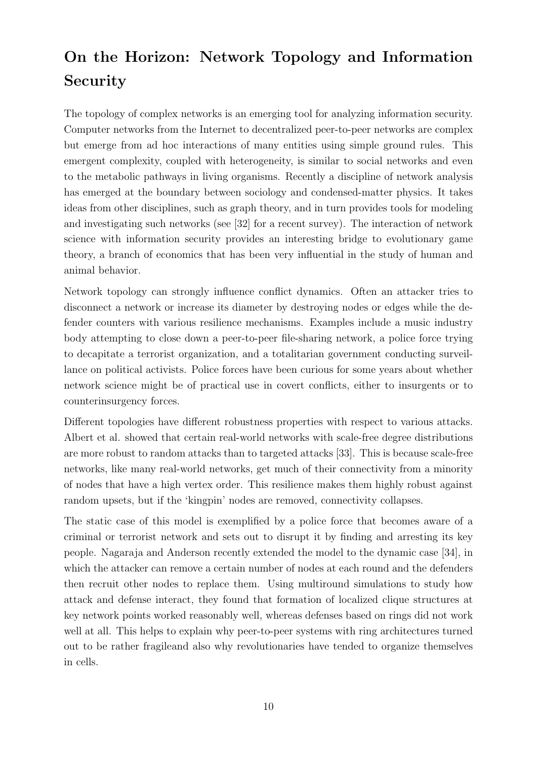## On the Horizon: Network Topology and Information Security

The topology of complex networks is an emerging tool for analyzing information security. Computer networks from the Internet to decentralized peer-to-peer networks are complex but emerge from ad hoc interactions of many entities using simple ground rules. This emergent complexity, coupled with heterogeneity, is similar to social networks and even to the metabolic pathways in living organisms. Recently a discipline of network analysis has emerged at the boundary between sociology and condensed-matter physics. It takes ideas from other disciplines, such as graph theory, and in turn provides tools for modeling and investigating such networks (see [32] for a recent survey). The interaction of network science with information security provides an interesting bridge to evolutionary game theory, a branch of economics that has been very influential in the study of human and animal behavior.

Network topology can strongly influence conflict dynamics. Often an attacker tries to disconnect a network or increase its diameter by destroying nodes or edges while the defender counters with various resilience mechanisms. Examples include a music industry body attempting to close down a peer-to-peer file-sharing network, a police force trying to decapitate a terrorist organization, and a totalitarian government conducting surveillance on political activists. Police forces have been curious for some years about whether network science might be of practical use in covert conflicts, either to insurgents or to counterinsurgency forces.

Different topologies have different robustness properties with respect to various attacks. Albert et al. showed that certain real-world networks with scale-free degree distributions are more robust to random attacks than to targeted attacks [33]. This is because scale-free networks, like many real-world networks, get much of their connectivity from a minority of nodes that have a high vertex order. This resilience makes them highly robust against random upsets, but if the 'kingpin' nodes are removed, connectivity collapses.

The static case of this model is exemplified by a police force that becomes aware of a criminal or terrorist network and sets out to disrupt it by finding and arresting its key people. Nagaraja and Anderson recently extended the model to the dynamic case [34], in which the attacker can remove a certain number of nodes at each round and the defenders then recruit other nodes to replace them. Using multiround simulations to study how attack and defense interact, they found that formation of localized clique structures at key network points worked reasonably well, whereas defenses based on rings did not work well at all. This helps to explain why peer-to-peer systems with ring architectures turned out to be rather fragileand also why revolutionaries have tended to organize themselves in cells.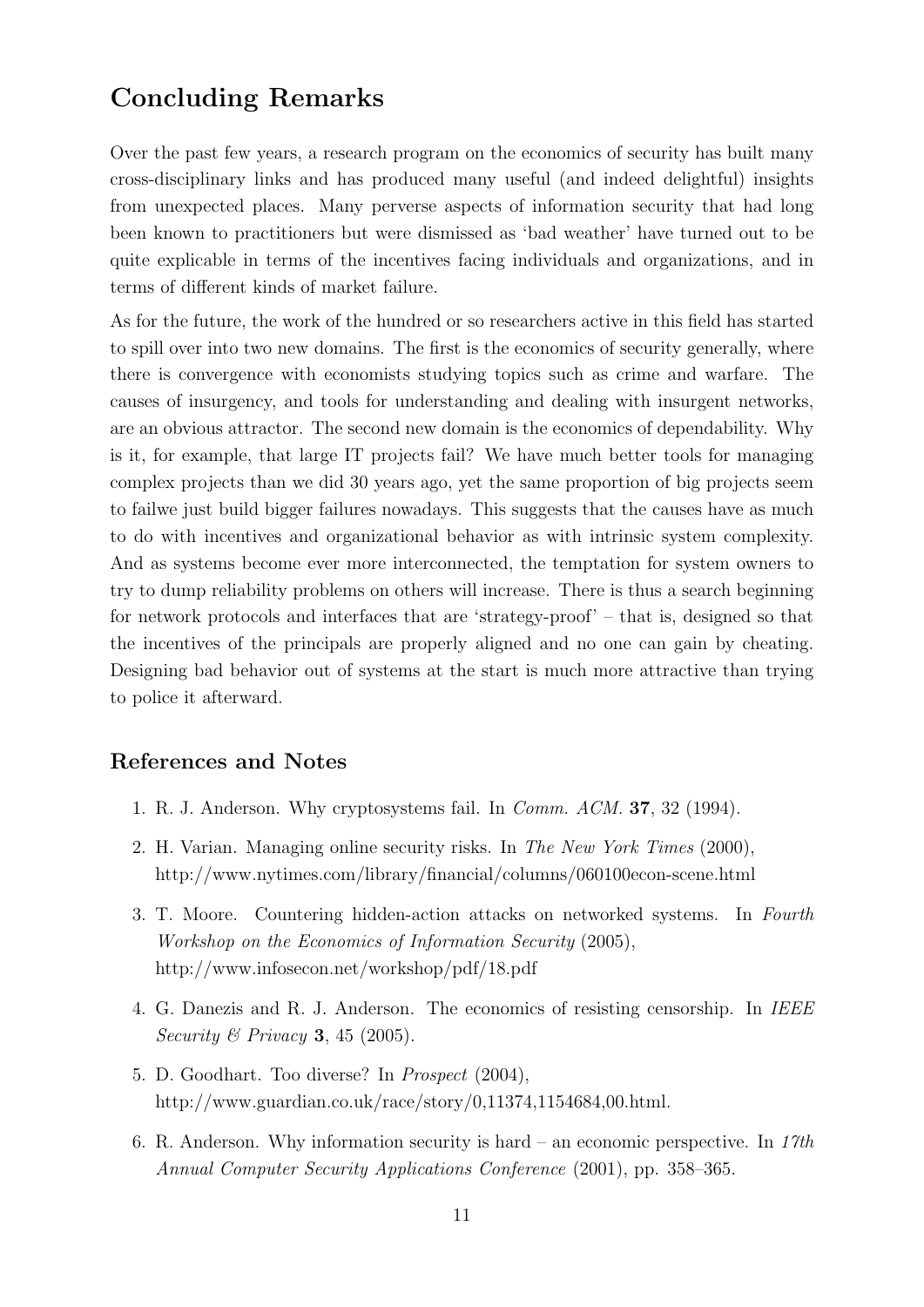## Concluding Remarks

Over the past few years, a research program on the economics of security has built many cross-disciplinary links and has produced many useful (and indeed delightful) insights from unexpected places. Many perverse aspects of information security that had long been known to practitioners but were dismissed as 'bad weather' have turned out to be quite explicable in terms of the incentives facing individuals and organizations, and in terms of different kinds of market failure.

As for the future, the work of the hundred or so researchers active in this field has started to spill over into two new domains. The first is the economics of security generally, where there is convergence with economists studying topics such as crime and warfare. The causes of insurgency, and tools for understanding and dealing with insurgent networks, are an obvious attractor. The second new domain is the economics of dependability. Why is it, for example, that large IT projects fail? We have much better tools for managing complex projects than we did 30 years ago, yet the same proportion of big projects seem to failwe just build bigger failures nowadays. This suggests that the causes have as much to do with incentives and organizational behavior as with intrinsic system complexity. And as systems become ever more interconnected, the temptation for system owners to try to dump reliability problems on others will increase. There is thus a search beginning for network protocols and interfaces that are 'strategy-proof' – that is, designed so that the incentives of the principals are properly aligned and no one can gain by cheating. Designing bad behavior out of systems at the start is much more attractive than trying to police it afterward.

## References and Notes

1. R. J. Anderson. Why cryptosystems fail. In *Comm. ACM.* **37**, 32 (1994).
2. H. Varian. Managing online security risks. In *The New York Times* (2000), http://www.nytimes.com/library/financial/columns/060100econ-scene.html
3. T. Moore. Countering hidden-action attacks on networked systems. In *Fourth Workshop on the Economics of Information Security* (2005), http://www.infosecon.net/workshop/pdf/18.pdf
4. G. Danezis and R. J. Anderson. The economics of resisting censorship. In *IEEE Security & Privacy* **3**, 45 (2005).
5. D. Goodhart. Too diverse? In *Prospect* (2004), http://www.guardian.co.uk/race/story/0,11374,1154684,00.html.
6. R. Anderson. Why information security is hard – an economic perspective. In *17th Annual Computer Security Applications Conference* (2001), pp. 358–365.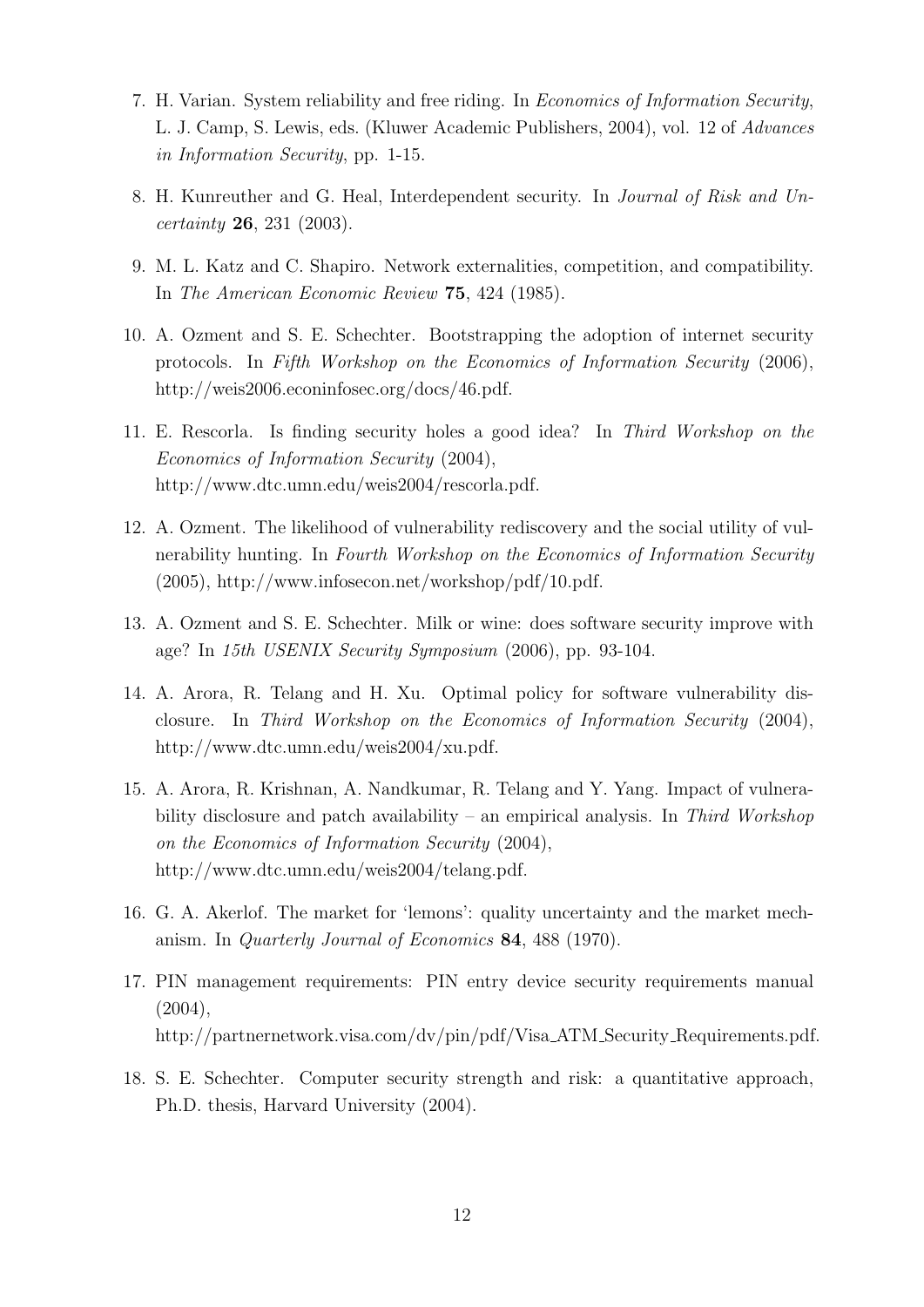7. H. Varian. System reliability and free riding. In *Economics of Information Security*, L. J. Camp, S. Lewis, eds. (Kluwer Academic Publishers, 2004), vol. 12 of *Advances in Information Security*, pp. 1-15.

8. H. Kunreuther and G. Heal, Interdependent security. In *Journal of Risk and Uncertainty* **26**, 231 (2003).

9. M. L. Katz and C. Shapiro. Network externalities, competition, and compatibility. In *The American Economic Review* **75**, 424 (1985).

10. A. Ozment and S. E. Schechter. Bootstrapping the adoption of internet security protocols. In *Fifth Workshop on the Economics of Information Security* (2006), http://weis2006.econinfosec.org/docs/46.pdf.

11. E. Rescorla. Is finding security holes a good idea? In *Third Workshop on the Economics of Information Security* (2004), http://www.dtc.umn.edu/weis2004/rescorla.pdf.

12. A. Ozment. The likelihood of vulnerability rediscovery and the social utility of vulnerability hunting. In *Fourth Workshop on the Economics of Information Security* (2005), http://www.infosecon.net/workshop/pdf/10.pdf.

13. A. Ozment and S. E. Schechter. Milk or wine: does software security improve with age? In *15th USENIX Security Symposium* (2006), pp. 93-104.

14. A. Arora, R. Telang and H. Xu. Optimal policy for software vulnerability disclosure. In *Third Workshop on the Economics of Information Security* (2004), http://www.dtc.umn.edu/weis2004/xu.pdf.

15. A. Arora, R. Krishnan, A. Nandkumar, R. Telang and Y. Yang. Impact of vulnerability disclosure and patch availability – an empirical analysis. In *Third Workshop on the Economics of Information Security* (2004), http://www.dtc.umn.edu/weis2004/telang.pdf.

16. G. A. Akerlof. The market for 'lemons': quality uncertainty and the market mechanism. In *Quarterly Journal of Economics* **84**, 488 (1970).

17. PIN management requirements: PIN entry device security requirements manual (2004), http://partnernetwork.visa.com/dv/pin/pdf/Visa_ATM_Security_Requirements.pdf.

18. S. E. Schechter. Computer security strength and risk: a quantitative approach, Ph.D. thesis, Harvard University (2004).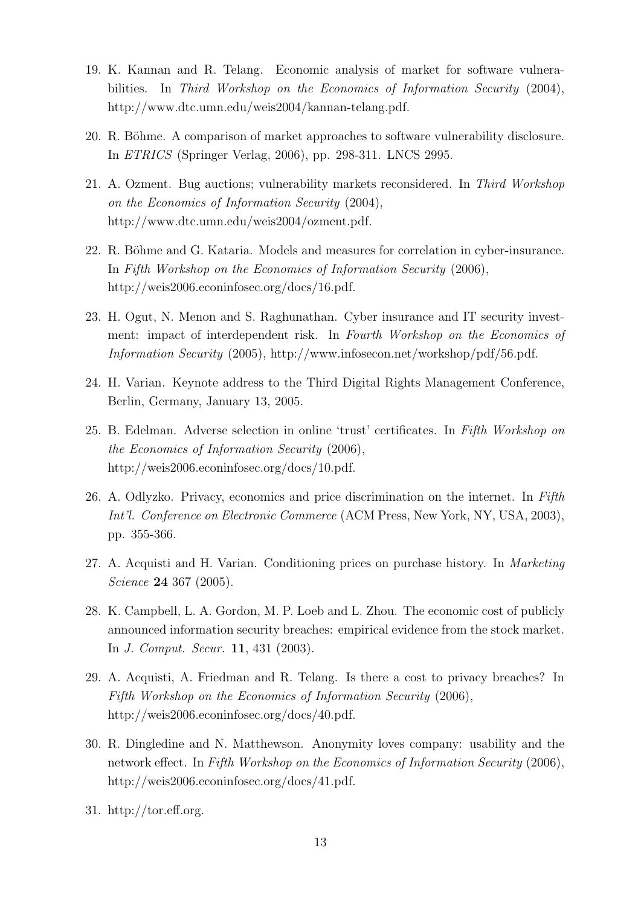19. K. Kannan and R. Telang. Economic analysis of market for software vulnerabilities. In *Third Workshop on the Economics of Information Security* (2004), http://www.dtc.umn.edu/weis2004/kannan-telang.pdf.

20. R. Böhme. A comparison of market approaches to software vulnerability disclosure. In *ETRICS* (Springer Verlag, 2006), pp. 298-311. LNCS 2995.

21. A. Ozment. Bug auctions; vulnerability markets reconsidered. In *Third Workshop on the Economics of Information Security* (2004), http://www.dtc.umn.edu/weis2004/ozment.pdf.

22. R. Böhme and G. Kataria. Models and measures for correlation in cyber-insurance. In *Fifth Workshop on the Economics of Information Security* (2006), http://weis2006.econinfosec.org/docs/16.pdf.

23. H. Ogut, N. Menon and S. Raghunathan. Cyber insurance and IT security investment: impact of interdependent risk. In *Fourth Workshop on the Economics of Information Security* (2005), http://www.infosecon.net/workshop/pdf/56.pdf.

24. H. Varian. Keynote address to the Third Digital Rights Management Conference, Berlin, Germany, January 13, 2005.

25. B. Edelman. Adverse selection in online 'trust' certificates. In *Fifth Workshop on the Economics of Information Security* (2006), http://weis2006.econinfosec.org/docs/10.pdf.

26. A. Odlyzko. Privacy, economics and price discrimination on the internet. In *Fifth Int'l. Conference on Electronic Commerce* (ACM Press, New York, NY, USA, 2003), pp. 355-366.

27. A. Acquisti and H. Varian. Conditioning prices on purchase history. In *Marketing Science* **24** 367 (2005).

28. K. Campbell, L. A. Gordon, M. P. Loeb and L. Zhou. The economic cost of publicly announced information security breaches: empirical evidence from the stock market. In *J. Comput. Secur.* **11**, 431 (2003).

29. A. Acquisti, A. Friedman and R. Telang. Is there a cost to privacy breaches? In *Fifth Workshop on the Economics of Information Security* (2006), http://weis2006.econinfosec.org/docs/40.pdf.

30. R. Dingledine and N. Matthewson. Anonymity loves company: usability and the network effect. In *Fifth Workshop on the Economics of Information Security* (2006), http://weis2006.econinfosec.org/docs/41.pdf.

31. http://tor.eff.org.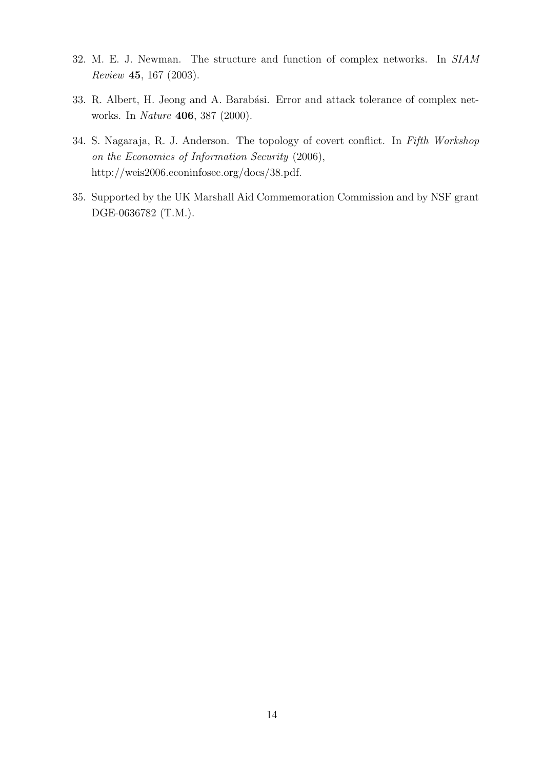32. M. E. J. Newman. The structure and function of complex networks. In *SIAM Review* **45**, 167 (2003).

33. R. Albert, H. Jeong and A. Barabási. Error and attack tolerance of complex networks. In *Nature* **406**, 387 (2000).

34. S. Nagaraja, R. J. Anderson. The topology of covert conflict. In *Fifth Workshop on the Economics of Information Security* (2006), http://weis2006.econinfosec.org/docs/38.pdf.

35. Supported by the UK Marshall Aid Commemoration Commission and by NSF grant DGE-0636782 (T.M.).